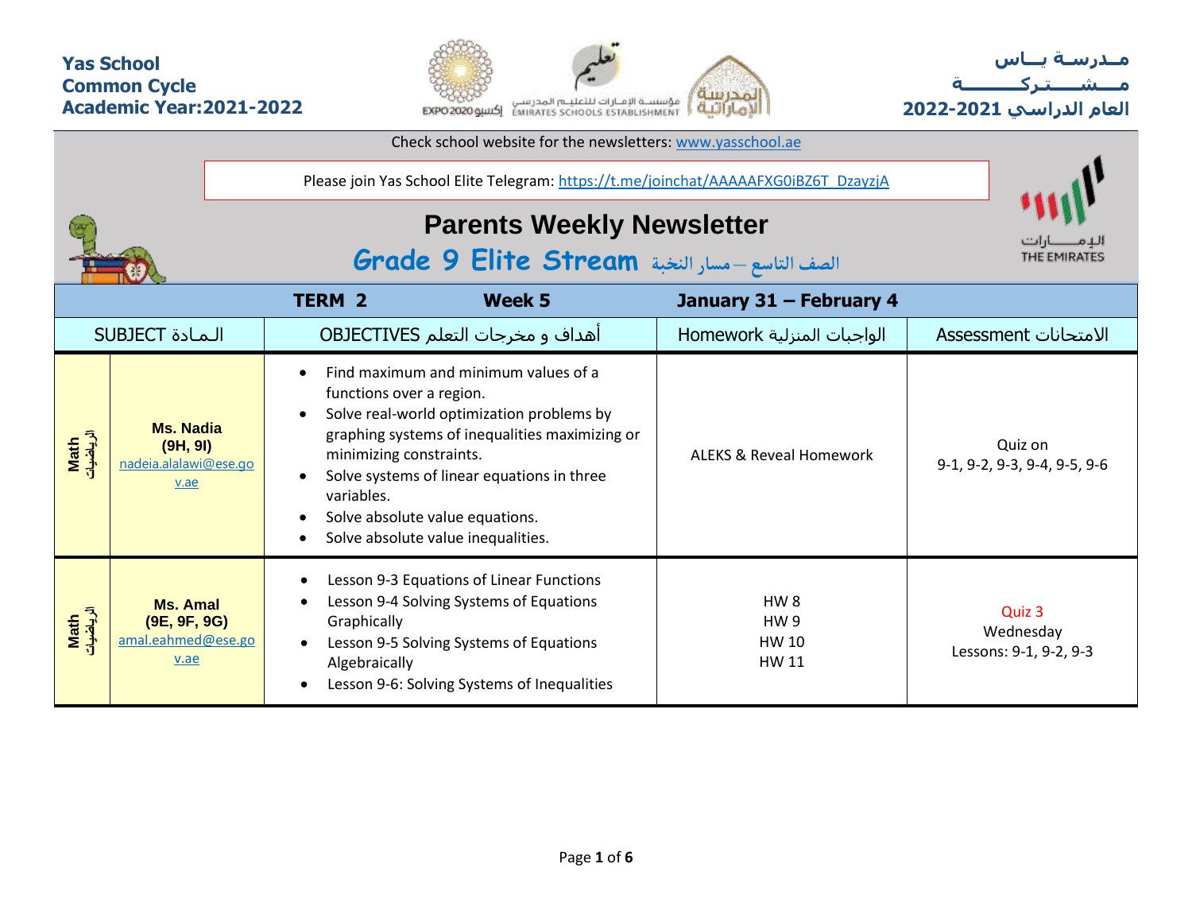**Yas School**
**Common Cycle**
**Academic Year:2021-2022**

**مـدرسـة يــاس**
**مــشـــتـركـــــــة**
**العام الدراسي 2021-2022**

Check school website for the newsletters: [www.yasschool.ae](http://www.yasschool.ae)

Please join Yas School Elite Telegram: [https://t.me/joinchat/AAAAAFXG0iBZ6T_DzayzjA](https://t.me/joinchat/AAAAAFXG0iBZ6T_DzayzjA)

# Parents Weekly Newsletter

## Grade 9 Elite Stream الصف التاسع – مسار النخبة

| TERM 2 | | Week 5 | January 31 – February 4 | |
|---|---|---|---|---|
| SUBJECT الـمـادة | | OBJECTIVES أهداف و مخرجات التعلم | Homework الواجبات المنزلية | Assessment الامتحانات |
| Math الرياضيات | **Ms. Nadia** **(9H, 9I)** [nadeia.alalawi@ese.gov.ae](mailto:nadeia.alalawi@ese.gov.ae) | • Find maximum and minimum values of a functions over a region.<br>• Solve real-world optimization problems by graphing systems of inequalities maximizing or minimizing constraints.<br>• Solve systems of linear equations in three variables.<br>• Solve absolute value equations.<br>• Solve absolute value inequalities. | ALEKS & Reveal Homework | Quiz on 9-1, 9-2, 9-3, 9-4, 9-5, 9-6 |
| Math الرياضيات | **Ms. Amal** **(9E, 9F, 9G)** [amal.eahmed@ese.gov.ae](mailto:amal.eahmed@ese.gov.ae) | • Lesson 9-3 Equations of Linear Functions<br>• Lesson 9-4 Solving Systems of Equations Graphically<br>• Lesson 9-5 Solving Systems of Equations Algebraically<br>• Lesson 9-6: Solving Systems of Inequalities | HW 8<br>HW 9<br>HW 10<br>HW 11 | Quiz 3<br>Wednesday<br>Lessons: 9-1, 9-2, 9-3 |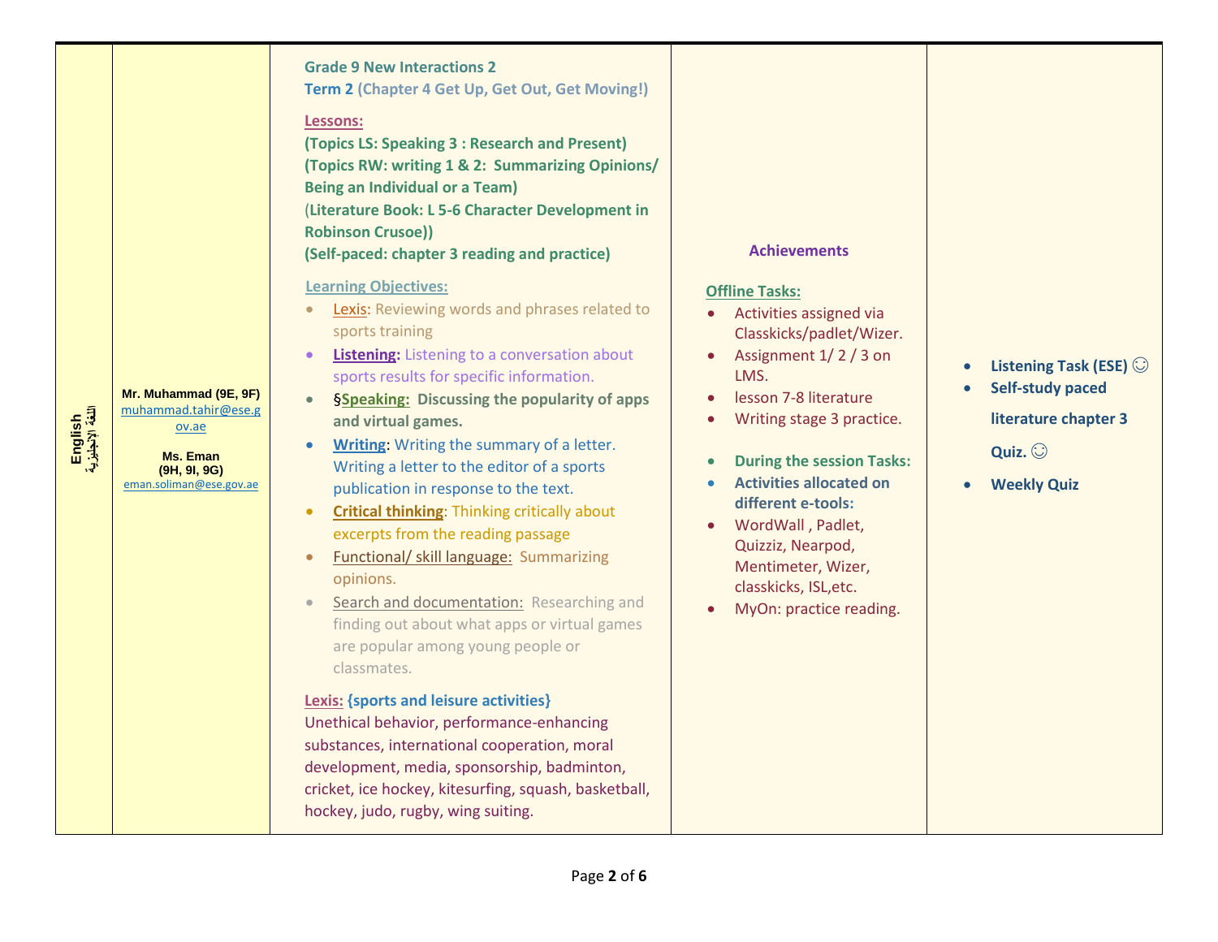| English اللغة الإنجليزية | Mr. Muhammad (9E, 9F) muhammad.tahir@ese.gov.ae<br><br>Ms. Eman (9H, 9I, 9G) eman.soliman@ese.gov.ae | **Grade 9 New Interactions 2**<br>**Term 2 (Chapter 4 Get Up, Get Out, Get Moving!)**<br><br>**Lessons:**<br>**(Topics LS: Speaking 3 : Research and Present)**<br>**(Topics RW: writing 1 & 2: Summarizing Opinions/ Being an Individual or a Team)**<br>**(Literature Book: L 5-6 Character Development in Robinson Crusoe))**<br>**(Self-paced: chapter 3 reading and practice)**<br><br>**Learning Objectives:**<br>• Lexis: Reviewing words and phrases related to sports training<br>• **Listening:** Listening to a conversation about sports results for specific information.<br>• §**Speaking: Discussing the popularity of apps and virtual games.**<br>• **Writing**: Writing the summary of a letter. Writing a letter to the editor of a sports publication in response to the text.<br>• **Critical thinking**: Thinking critically about excerpts from the reading passage<br>• Functional/ skill language: Summarizing opinions.<br>• Search and documentation: Researching and finding out about what apps or virtual games are popular among young people or classmates.<br><br>**Lexis: {sports and leisure activities}**<br>Unethical behavior, performance-enhancing substances, international cooperation, moral development, media, sponsorship, badminton, cricket, ice hockey, kitesurfing, squash, basketball, hockey, judo, rugby, wing suiting. | **Achievements**<br><br>**Offline Tasks:**<br>• Activities assigned via Classkicks/padlet/Wizer.<br>• Assignment 1/ 2 / 3 on LMS.<br>• lesson 7-8 literature<br>• Writing stage 3 practice.<br><br>• **During the session Tasks:**<br>• **Activities allocated on different e-tools:**<br>• WordWall , Padlet, Quizziz, Nearpod, Mentimeter, Wizer, classkicks, ISL,etc.<br>• MyOn: practice reading. | • **Listening Task (ESE)** ☺<br>• **Self-study paced literature chapter 3 Quiz.** ☺<br>• **Weekly Quiz** |
|---|---|---|---|---|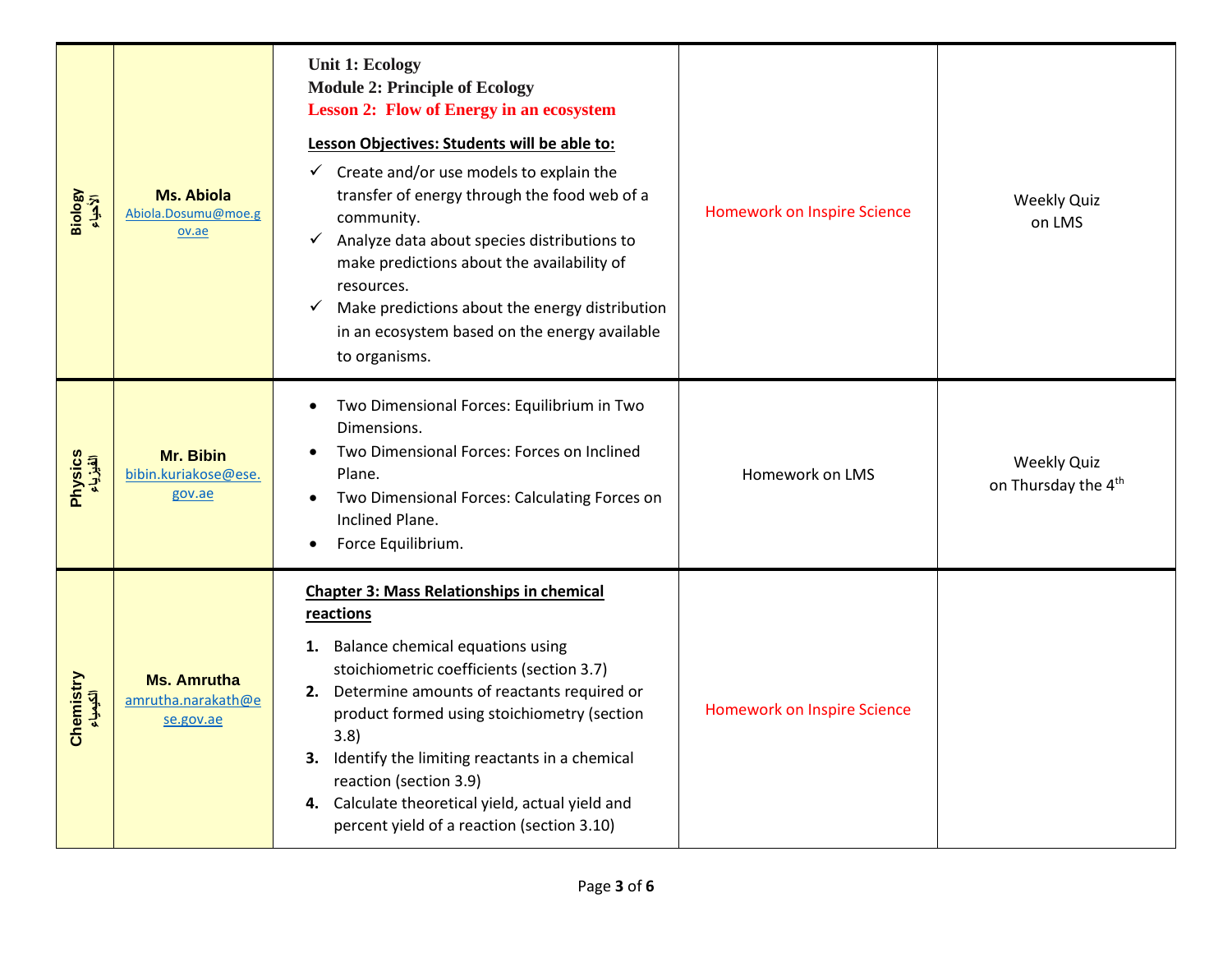| | | | | |
|---|---|---|---|---|
| **Biology** **الأحياء** | **Ms. Abiola** Abiola.Dosumu@moe.gov.ae | **Unit 1: Ecology** <br> **Module 2: Principle of Ecology** <br> **Lesson 2: Flow of Energy in an ecosystem** <br><br> **Lesson Objectives: Students will be able to:** <br> ✓ Create and/or use models to explain the transfer of energy through the food web of a community. <br> ✓ Analyze data about species distributions to make predictions about the availability of resources. <br> ✓ Make predictions about the energy distribution in an ecosystem based on the energy available to organisms. | Homework on Inspire Science | Weekly Quiz on LMS |
| **Physics** **الفيزياء** | **Mr. Bibin** bibin.kuriakose@ese.gov.ae | • Two Dimensional Forces: Equilibrium in Two Dimensions. <br> • Two Dimensional Forces: Forces on Inclined Plane. <br> • Two Dimensional Forces: Calculating Forces on Inclined Plane. <br> • Force Equilibrium. | Homework on LMS | Weekly Quiz on Thursday the 4th |
| **Chemistry** **الكيمياء** | **Ms. Amrutha** amrutha.narakath@ese.gov.ae | **Chapter 3: Mass Relationships in chemical reactions** <br><br> **1.** Balance chemical equations using stoichiometric coefficients (section 3.7) <br> **2.** Determine amounts of reactants required or product formed using stoichiometry (section 3.8) <br> **3.** Identify the limiting reactants in a chemical reaction (section 3.9) <br> **4.** Calculate theoretical yield, actual yield and percent yield of a reaction (section 3.10) | Homework on Inspire Science | |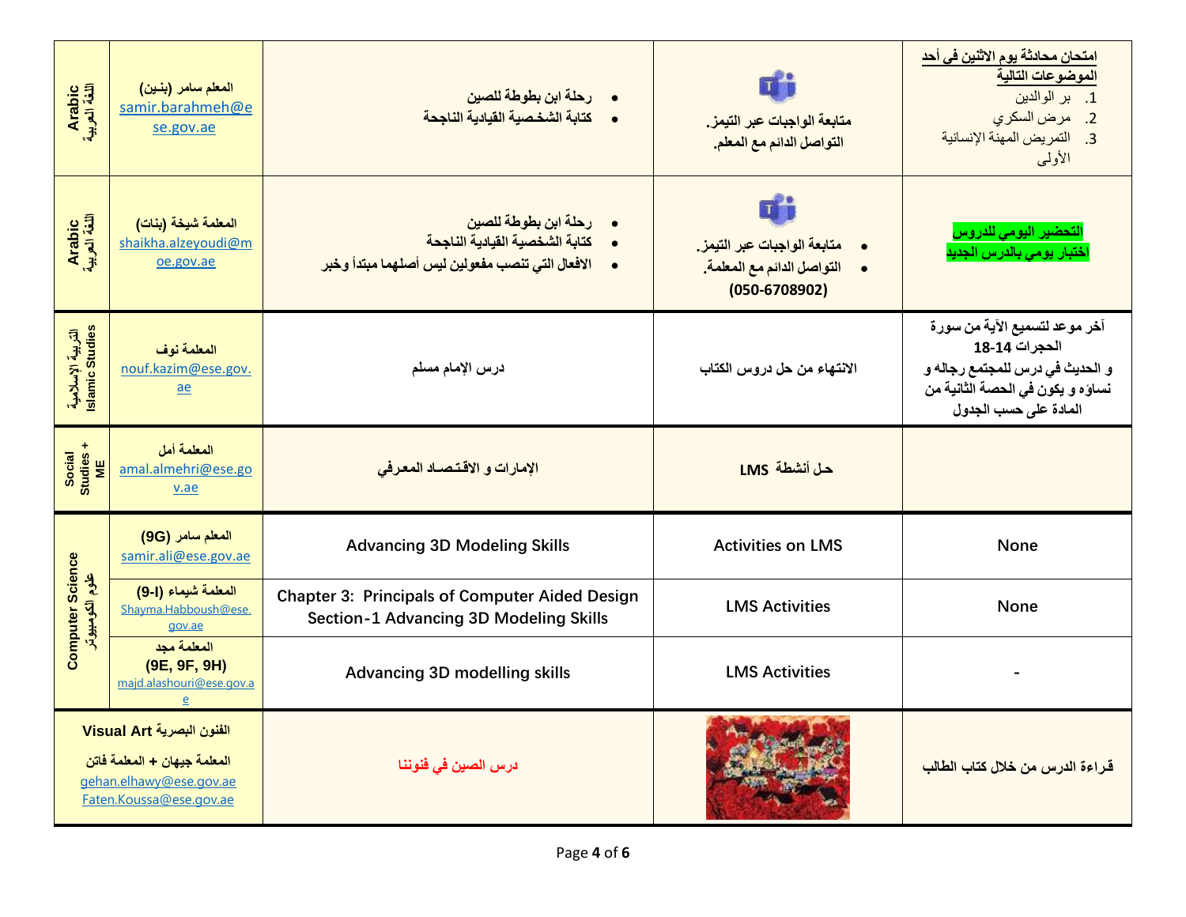| Arabic اللغة العربية | المعلم سامر (بنين) samir.barahmeh@ese.gov.ae | • رحلة ابن بطوطة للصين<br>• كتابة الشخصية القيادية الناجحة | متابعة الواجبات عبر التيمز.<br>التواصل الدائم مع المعلم. | **امتحان محادثة يوم الاثنين في أحد الموضوعات التالية**<br>1. بر الوالدين<br>2. مرض السكري<br>3. التمريض المهنة الإنسانية الأولى |
|---|---|---|---|---|
| Arabic اللغة العربية | المعلمة شيخة (بنات) shaikha.alzeyoudi@moe.gov.ae | • رحلة ابن بطوطة للصين<br>• كتابة الشخصية القيادية الناجحة<br>• الافعال التي تنصب مفعولين ليس أصلهما مبتدأ وخبر | • متابعة الواجبات عبر التيمز.<br>• التواصل الدائم مع المعلمة.<br>(050-6708902) | **التحضير اليومي للدروس**<br>**اختبار يومي بالدرس الجديد** |
| التربية الإسلامية Islamic Studies | المعلمة نوف nouf.kazim@ese.gov.ae | درس الإمام مسلم | الانتهاء من حل دروس الكتاب | آخر موعد لتسميع الآية من سورة الحجرات 14-18<br>و الحديث في درس للمجتمع رجاله و نساؤه و يكون في الحصة الثانية من المادة على حسب الجدول |
| Social Studies + ME | المعلمة أمل amal.almehri@ese.gov.ae | الإمارات و الاقتـصـاد المعرفي | حل أنشطة LMS | |
| Computer Science علوم الكومبيوتر | المعلم سامر (9G) samir.ali@ese.gov.ae | Advancing 3D Modeling Skills | Activities on LMS | None |
| | المعلمة شيماء (9-I) Shayma.Habboush@ese.gov.ae | Chapter 3: Principals of Computer Aided Design Section-1 Advancing 3D Modeling Skills | LMS Activities | None |
| | المعلمة مجد (9E, 9F, 9H) majd.alashouri@ese.gov.ae | Advancing 3D modelling skills | LMS Activities | - |
| الفنون البصرية Visual Art<br>المعلمة جيهان + المعلمة فاتن<br>gehan.elhawy@ese.gov.ae<br>Faten.Koussa@ese.gov.ae | | درس الصين في فنوننا | | قراءة الدرس من خلال كتاب الطالب |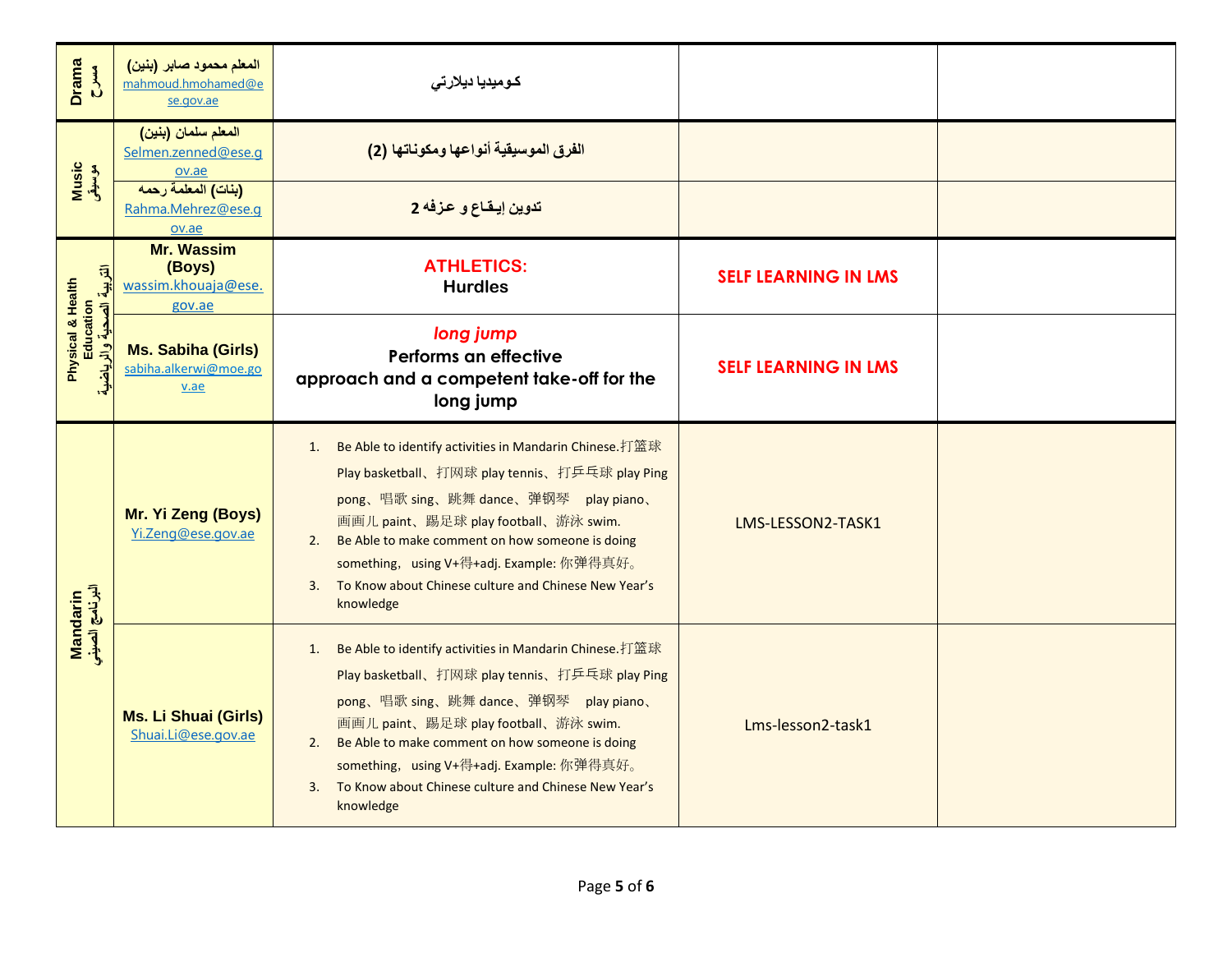| | | | | |
|---|---|---|---|---|
| Drama مسرح | المعلم محمود صابر (بنين) mahmoud.hmohamed@ese.gov.ae | كوميديا ديلارتي | | |
| Music موسيقى | المعلم سلمان (بنين) Selmen.zenned@ese.gov.ae | الفرق الموسيقية أنواعها ومكوناتها (2) | | |
| | (بنات) المعلمة رحمه Rahma.Mehrez@ese.gov.ae | تدوين إيقاع و عزفه 2 | | |
| Physical & Health Education التربية الصحية والرياضية | Mr. Wassim (Boys) wassim.khouaja@ese.gov.ae | **ATHLETICS:** Hurdles | **SELF LEARNING IN LMS** | |
| | Ms. Sabiha (Girls) sabiha.alkerwi@moe.gov.ae | *long jump* Performs an effective approach and a competent take-off for the long jump | **SELF LEARNING IN LMS** | |
| Mandarin البرنامج الصيني | Mr. Yi Zeng (Boys) Yi.Zeng@ese.gov.ae | 1. Be Able to identify activities in Mandarin Chinese.打篮球 Play basketball、打网球 play tennis、打乒乓球 play Ping pong、唱歌 sing、跳舞 dance、弹钢琴 play piano、画画儿 paint、踢足球 play football、游泳 swim.<br>2. Be Able to make comment on how someone is doing something, using V+得+adj. Example: 你弹得真好。<br>3. To Know about Chinese culture and Chinese New Year's knowledge | LMS-LESSON2-TASK1 | |
| | Ms. Li Shuai (Girls) Shuai.Li@ese.gov.ae | 1. Be Able to identify activities in Mandarin Chinese.打篮球 Play basketball、打网球 play tennis、打乒乓球 play Ping pong、唱歌 sing、跳舞 dance、弹钢琴 play piano、画画儿 paint、踢足球 play football、游泳 swim.<br>2. Be Able to make comment on how someone is doing something, using V+得+adj. Example: 你弹得真好。<br>3. To Know about Chinese culture and Chinese New Year's knowledge | Lms-lesson2-task1 | |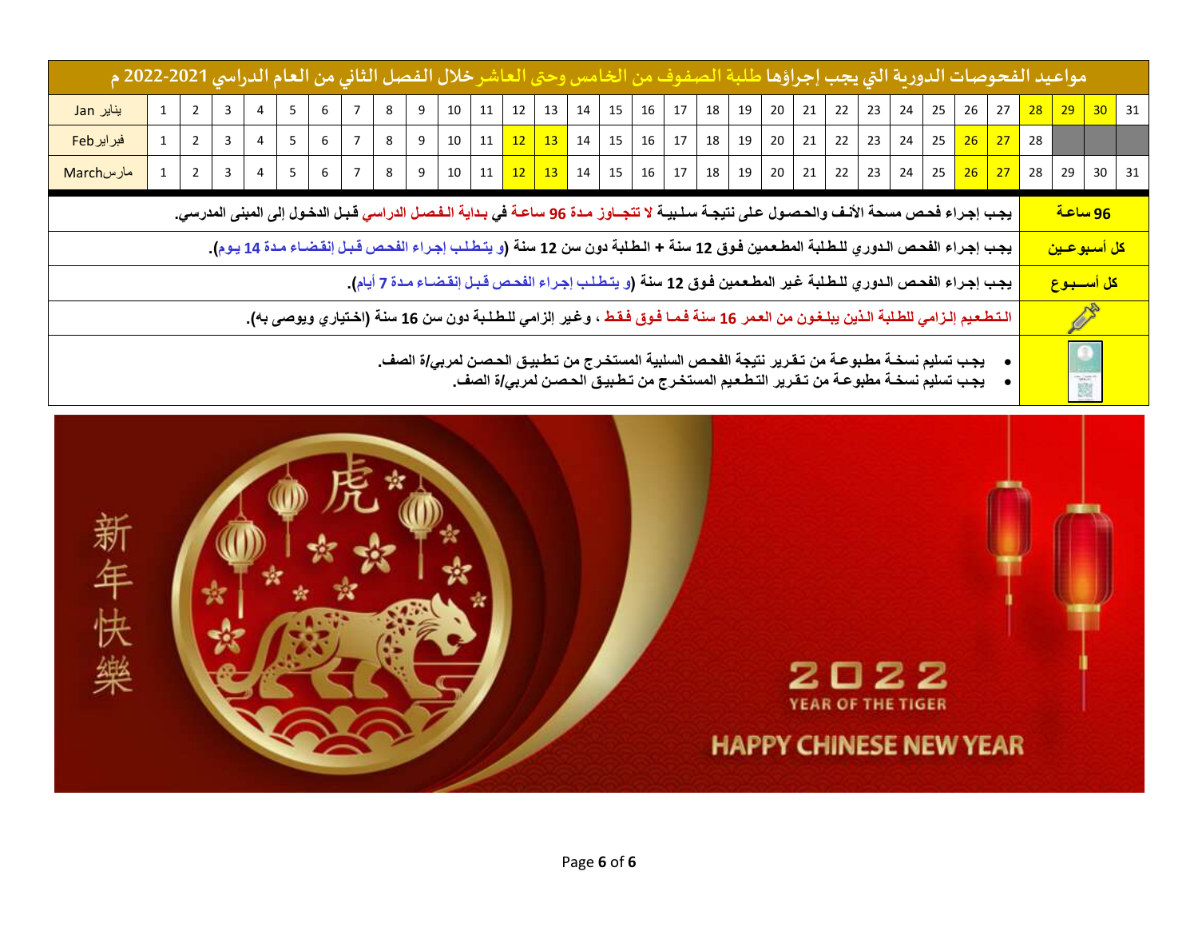## مواعيد الفحوصات الدورية التي يجب إجراؤها طلبة الصفوف من الخامس وحتى العاشر خلال الفصل الثاني من العام الدراسي 2021-2022 م

| | | | | | | | | | | | | | | | | | | | | | | | | | | | | | | | |
|---|---|---|---|---|---|---|---|---|---|---|---|---|---|---|---|---|---|---|---|---|---|---|---|---|---|---|---|---|---|---|---|
| يناير Jan | 1 | 2 | 3 | 4 | 5 | 6 | 7 | 8 | 9 | 10 | 11 | 12 | 13 | 14 | 15 | 16 | 17 | 18 | 19 | 20 | 21 | 22 | 23 | 24 | 25 | 26 | 27 | 28 | 29 | 30 | 31 |
| فبراير Feb | 1 | 2 | 3 | 4 | 5 | 6 | 7 | 8 | 9 | 10 | 11 | 12 | 13 | 14 | 15 | 16 | 17 | 18 | 19 | 20 | 21 | 22 | 23 | 24 | 25 | 26 | 27 | 28 | | | |
| مارس March | 1 | 2 | 3 | 4 | 5 | 6 | 7 | 8 | 9 | 10 | 11 | 12 | 13 | 14 | 15 | 16 | 17 | 18 | 19 | 20 | 21 | 22 | 23 | 24 | 25 | 26 | 27 | 28 | 29 | 30 | 31 |

| | |
|---|---|
| 96 ساعة | يجب إجراء فحص مسحة الأنف والحصول على نتيجة سلبية لا تتجاوز مدة 96 ساعة في بداية الفصل الدراسي قبل الدخول إلى المبنى المدرسي. |
| كل أسبوعين | يجب إجراء الفحص الدوري للطلبة المطعمين فوق 12 سنة + الطلبة دون سن 12 سنة (و يتطلب إجراء الفحص قبل إنقضاء مدة 14 يوم). |
| كل أسبوع | يجب إجراء الفحص الدوري للطلبة غير المطعمين فوق 12 سنة (و يتطلب إجراء الفحص قبل إنقضاء مدة 7 أيام). |
| | التطعيم إلزامي للطلبة الذين يبلغون من العمر 16 سنة فما فوق فقط ، وغير إلزامي للطلبة دون سن 16 سنة (اختياري ويوصى به). |
| | • يجب تسليم نسخة مطبوعة من تقرير نتيجة الفحص السلبية المستخرج من تطبيق الحصن لمربي/ة الصف. • يجب تسليم نسخة مطبوعة من تقرير التطعيم المستخرج من تطبيق الحصن لمربي/ة الصف. |